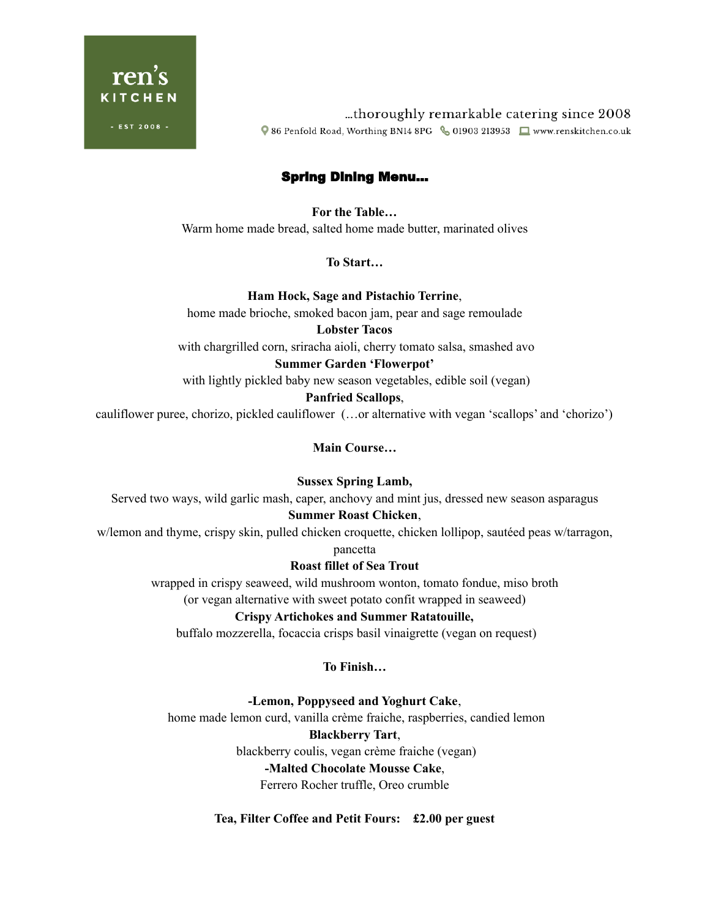ren's KITCHEN

- EST 2008 -

…thoroughly remarkable catering since 2008

86 Penfold Road, Worthing BN14 8PG 01903 213953 www.renskitchen.co.uk

## Spring Dining Menu…

**For the Table…**

Warm home made bread, salted home made butter, marinated olives

**To Start…**

**Ham Hock, Sage and Pistachio Terrine**,
home made brioche, smoked bacon jam, pear and sage remoulade

**Lobster Tacos**
with chargrilled corn, sriracha aioli, cherry tomato salsa, smashed avo

**Summer Garden 'Flowerpot'**
with lightly pickled baby new season vegetables, edible soil (vegan)

**Panfried Scallops**,
cauliflower puree, chorizo, pickled cauliflower (…or alternative with vegan 'scallops' and 'chorizo')

**Main Course…**

**Sussex Spring Lamb,**
Served two ways, wild garlic mash, caper, anchovy and mint jus, dressed new season asparagus

**Summer Roast Chicken**,
w/lemon and thyme, crispy skin, pulled chicken croquette, chicken lollipop, sautéed peas w/tarragon, pancetta

**Roast fillet of Sea Trout**
wrapped in crispy seaweed, wild mushroom wonton, tomato fondue, miso broth
(or vegan alternative with sweet potato confit wrapped in seaweed)

**Crispy Artichokes and Summer Ratatouille,**
buffalo mozzerella, focaccia crisps basil vinaigrette (vegan on request)

**To Finish…**

**-Lemon, Poppyseed and Yoghurt Cake**,
home made lemon curd, vanilla crème fraiche, raspberries, candied lemon

**Blackberry Tart**,
blackberry coulis, vegan crème fraiche (vegan)

**-Malted Chocolate Mousse Cake**,
Ferrero Rocher truffle, Oreo crumble

**Tea, Filter Coffee and Petit Fours: £2.00 per guest**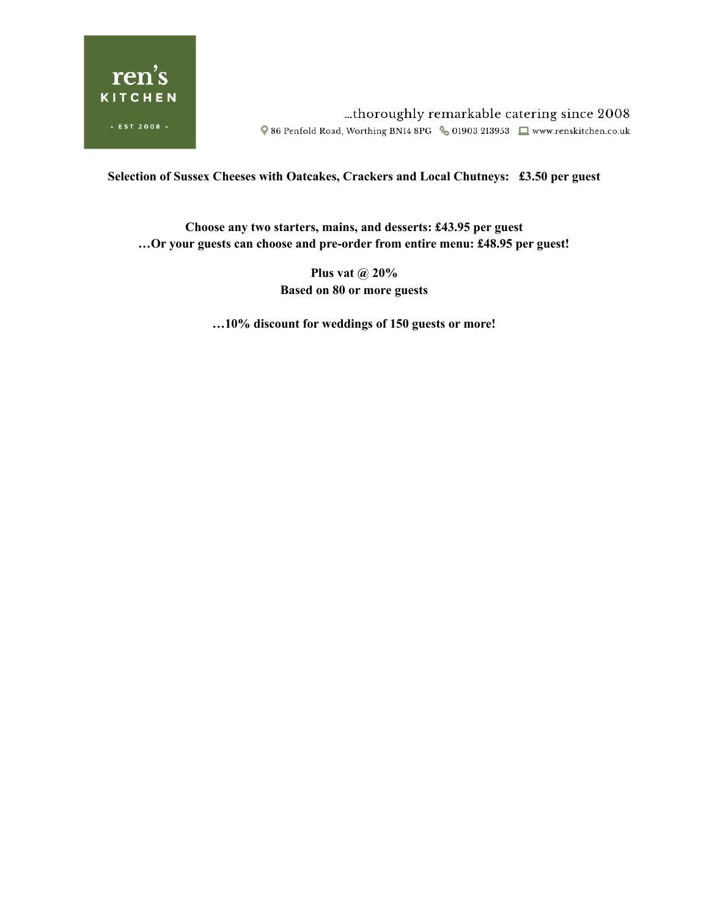ren's KITCHEN

- EST 2008 -

…thoroughly remarkable catering since 2008

86 Penfold Road, Worthing BN14 8PG 01903 213953 www.renskitchen.co.uk

**Selection of Sussex Cheeses with Oatcakes, Crackers and Local Chutneys: £3.50 per guest**

**Choose any two starters, mains, and desserts: £43.95 per guest**
**…Or your guests can choose and pre-order from entire menu: £48.95 per guest!**

**Plus vat @ 20%**
**Based on 80 or more guests**

**…10% discount for weddings of 150 guests or more!**